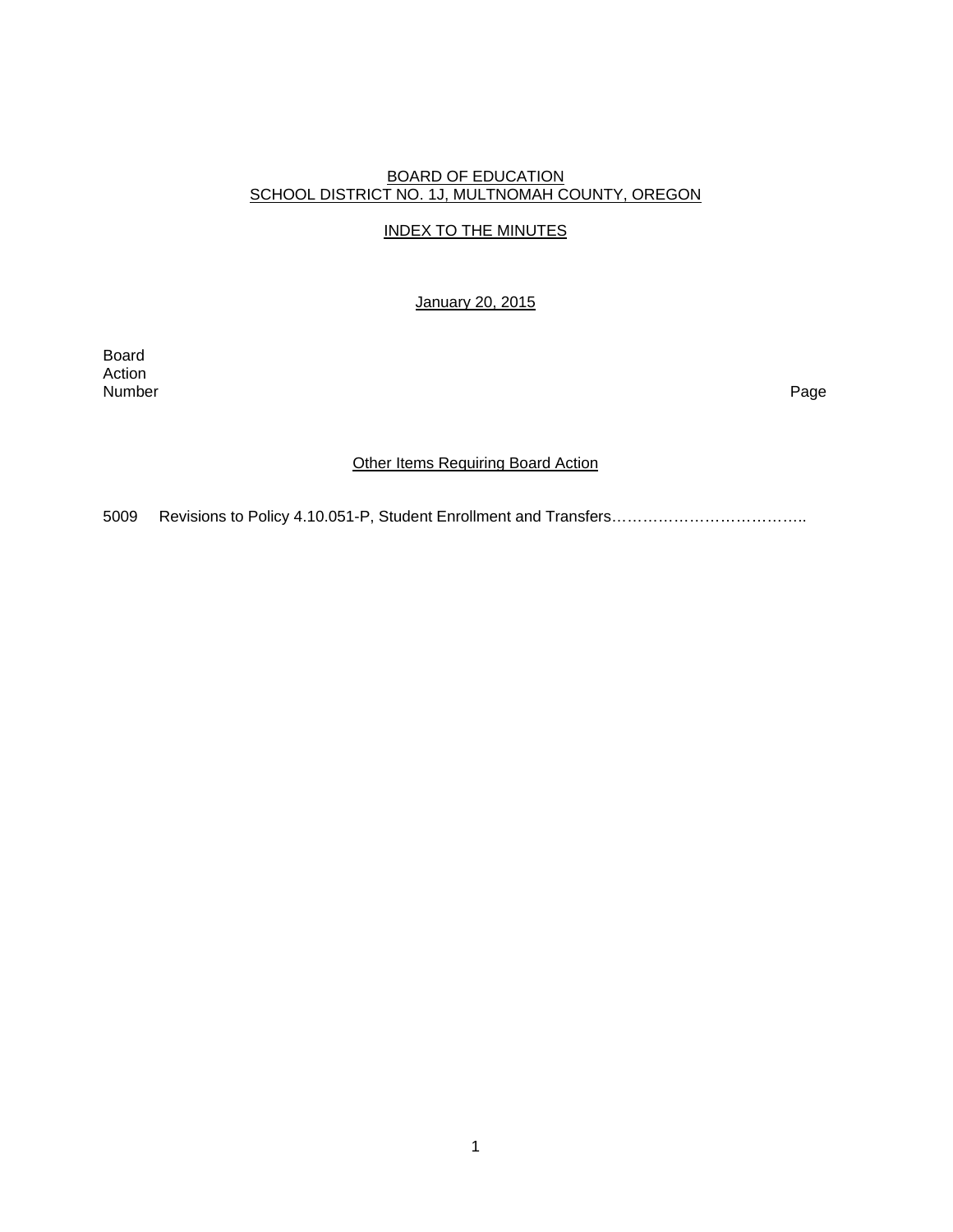BOARD OF EDUCATION
SCHOOL DISTRICT NO. 1J, MULTNOMAH COUNTY, OREGON

INDEX TO THE MINUTES

January 20, 2015

| Board Action Number | | Page |
|---|---|---|

Other Items Requiring Board Action

5009 Revisions to Policy 4.10.051-P, Student Enrollment and Transfers………………………………..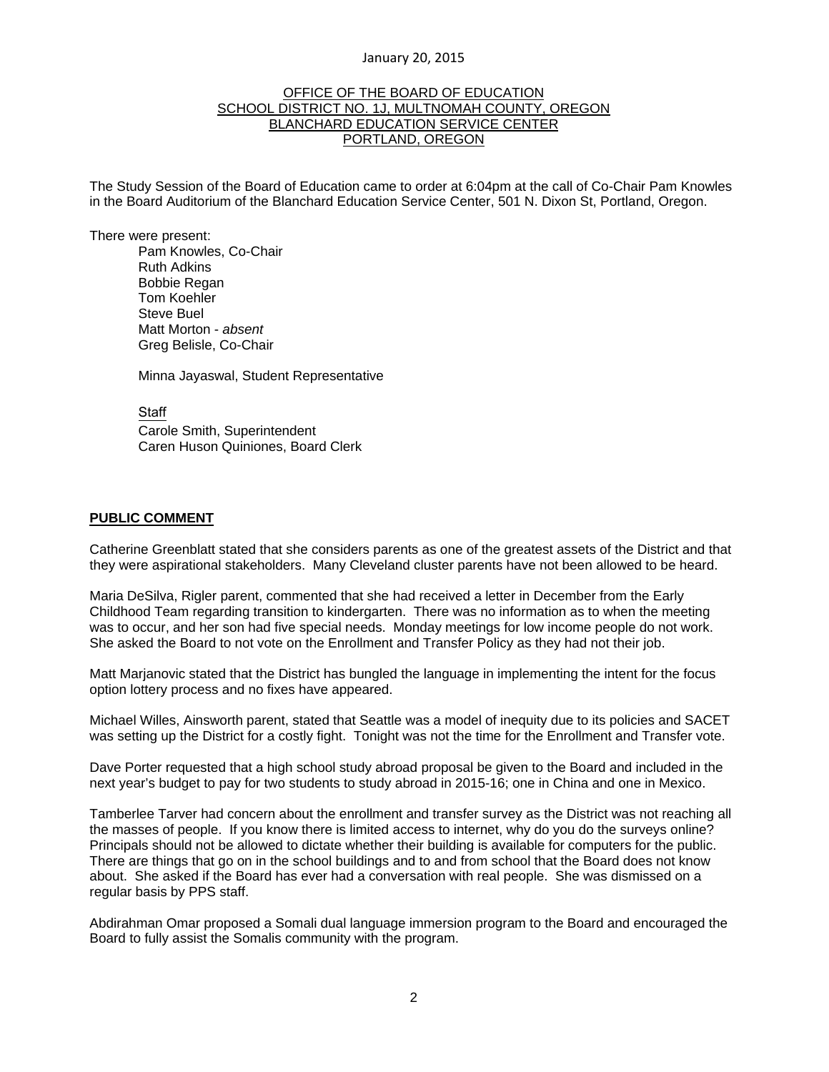January 20, 2015

OFFICE OF THE BOARD OF EDUCATION
SCHOOL DISTRICT NO. 1J, MULTNOMAH COUNTY, OREGON
BLANCHARD EDUCATION SERVICE CENTER
PORTLAND, OREGON

The Study Session of the Board of Education came to order at 6:04pm at the call of Co-Chair Pam Knowles in the Board Auditorium of the Blanchard Education Service Center, 501 N. Dixon St, Portland, Oregon.

There were present:

Pam Knowles, Co-Chair
Ruth Adkins
Bobbie Regan
Tom Koehler
Steve Buel
Matt Morton - *absent*
Greg Belisle, Co-Chair

Minna Jayaswal, Student Representative

Staff
Carole Smith, Superintendent
Caren Huson Quiniones, Board Clerk

**PUBLIC COMMENT**

Catherine Greenblatt stated that she considers parents as one of the greatest assets of the District and that they were aspirational stakeholders. Many Cleveland cluster parents have not been allowed to be heard.

Maria DeSilva, Rigler parent, commented that she had received a letter in December from the Early Childhood Team regarding transition to kindergarten. There was no information as to when the meeting was to occur, and her son had five special needs. Monday meetings for low income people do not work. She asked the Board to not vote on the Enrollment and Transfer Policy as they had not their job.

Matt Marjanovic stated that the District has bungled the language in implementing the intent for the focus option lottery process and no fixes have appeared.

Michael Willes, Ainsworth parent, stated that Seattle was a model of inequity due to its policies and SACET was setting up the District for a costly fight. Tonight was not the time for the Enrollment and Transfer vote.

Dave Porter requested that a high school study abroad proposal be given to the Board and included in the next year's budget to pay for two students to study abroad in 2015-16; one in China and one in Mexico.

Tamberlee Tarver had concern about the enrollment and transfer survey as the District was not reaching all the masses of people. If you know there is limited access to internet, why do you do the surveys online? Principals should not be allowed to dictate whether their building is available for computers for the public. There are things that go on in the school buildings and to and from school that the Board does not know about. She asked if the Board has ever had a conversation with real people. She was dismissed on a regular basis by PPS staff.

Abdirahman Omar proposed a Somali dual language immersion program to the Board and encouraged the Board to fully assist the Somalis community with the program.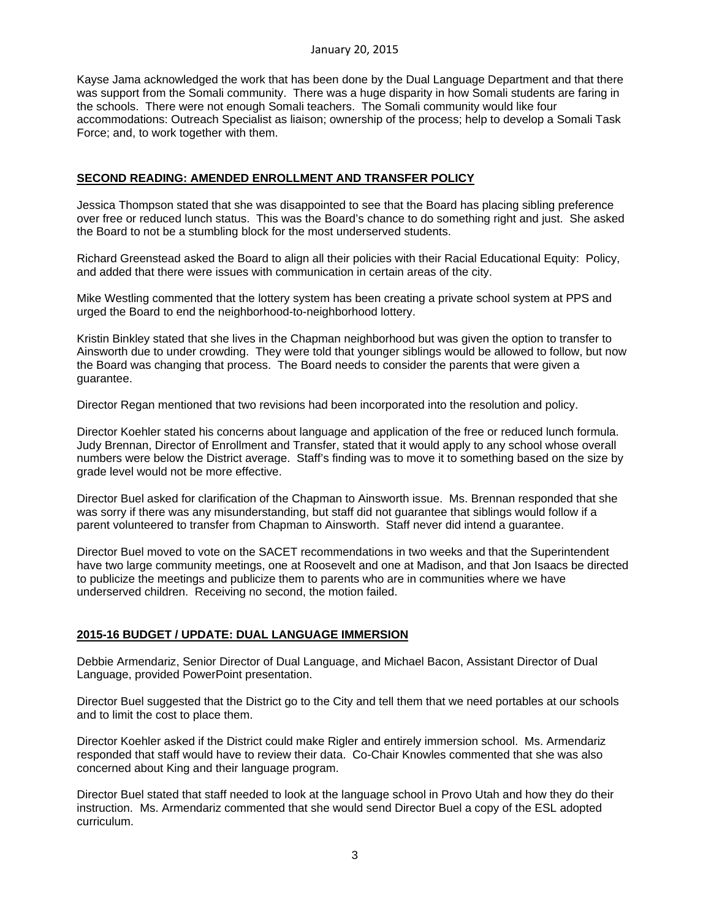Kayse Jama acknowledged the work that has been done by the Dual Language Department and that there was support from the Somali community. There was a huge disparity in how Somali students are faring in the schools. There were not enough Somali teachers. The Somali community would like four accommodations: Outreach Specialist as liaison; ownership of the process; help to develop a Somali Task Force; and, to work together with them.

## **SECOND READING: AMENDED ENROLLMENT AND TRANSFER POLICY**

Jessica Thompson stated that she was disappointed to see that the Board has placing sibling preference over free or reduced lunch status. This was the Board's chance to do something right and just. She asked the Board to not be a stumbling block for the most underserved students.

Richard Greenstead asked the Board to align all their policies with their Racial Educational Equity: Policy, and added that there were issues with communication in certain areas of the city.

Mike Westling commented that the lottery system has been creating a private school system at PPS and urged the Board to end the neighborhood-to-neighborhood lottery.

Kristin Binkley stated that she lives in the Chapman neighborhood but was given the option to transfer to Ainsworth due to under crowding. They were told that younger siblings would be allowed to follow, but now the Board was changing that process. The Board needs to consider the parents that were given a guarantee.

Director Regan mentioned that two revisions had been incorporated into the resolution and policy.

Director Koehler stated his concerns about language and application of the free or reduced lunch formula. Judy Brennan, Director of Enrollment and Transfer, stated that it would apply to any school whose overall numbers were below the District average. Staff's finding was to move it to something based on the size by grade level would not be more effective.

Director Buel asked for clarification of the Chapman to Ainsworth issue. Ms. Brennan responded that she was sorry if there was any misunderstanding, but staff did not guarantee that siblings would follow if a parent volunteered to transfer from Chapman to Ainsworth. Staff never did intend a guarantee.

Director Buel moved to vote on the SACET recommendations in two weeks and that the Superintendent have two large community meetings, one at Roosevelt and one at Madison, and that Jon Isaacs be directed to publicize the meetings and publicize them to parents who are in communities where we have underserved children. Receiving no second, the motion failed.

## **2015-16 BUDGET / UPDATE: DUAL LANGUAGE IMMERSION**

Debbie Armendariz, Senior Director of Dual Language, and Michael Bacon, Assistant Director of Dual Language, provided PowerPoint presentation.

Director Buel suggested that the District go to the City and tell them that we need portables at our schools and to limit the cost to place them.

Director Koehler asked if the District could make Rigler and entirely immersion school. Ms. Armendariz responded that staff would have to review their data. Co-Chair Knowles commented that she was also concerned about King and their language program.

Director Buel stated that staff needed to look at the language school in Provo Utah and how they do their instruction. Ms. Armendariz commented that she would send Director Buel a copy of the ESL adopted curriculum.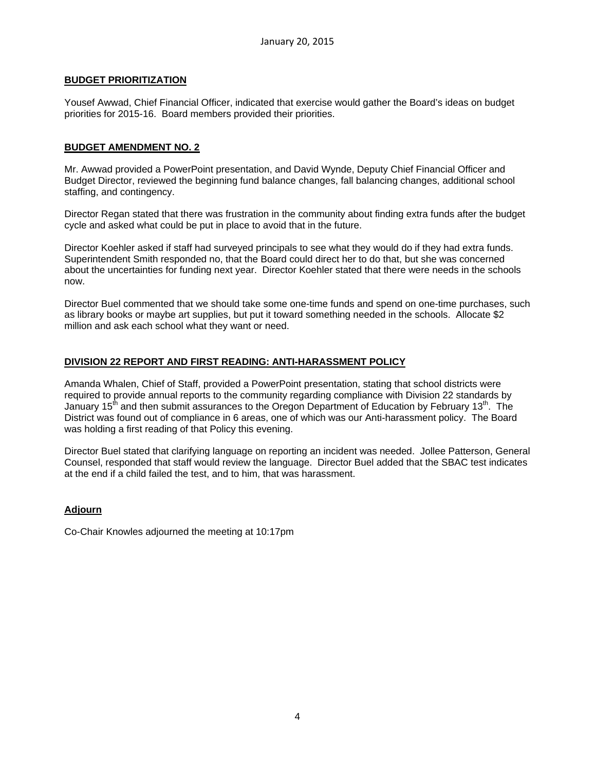January 20, 2015

**BUDGET PRIORITIZATION**

Yousef Awwad, Chief Financial Officer, indicated that exercise would gather the Board's ideas on budget priorities for 2015-16. Board members provided their priorities.

**BUDGET AMENDMENT NO. 2**

Mr. Awwad provided a PowerPoint presentation, and David Wynde, Deputy Chief Financial Officer and Budget Director, reviewed the beginning fund balance changes, fall balancing changes, additional school staffing, and contingency.

Director Regan stated that there was frustration in the community about finding extra funds after the budget cycle and asked what could be put in place to avoid that in the future.

Director Koehler asked if staff had surveyed principals to see what they would do if they had extra funds. Superintendent Smith responded no, that the Board could direct her to do that, but she was concerned about the uncertainties for funding next year. Director Koehler stated that there were needs in the schools now.

Director Buel commented that we should take some one-time funds and spend on one-time purchases, such as library books or maybe art supplies, but put it toward something needed in the schools. Allocate $2 million and ask each school what they want or need.

**DIVISION 22 REPORT AND FIRST READING: ANTI-HARASSMENT POLICY**

Amanda Whalen, Chief of Staff, provided a PowerPoint presentation, stating that school districts were required to provide annual reports to the community regarding compliance with Division 22 standards by January 15th and then submit assurances to the Oregon Department of Education by February 13th. The District was found out of compliance in 6 areas, one of which was our Anti-harassment policy. The Board was holding a first reading of that Policy this evening.

Director Buel stated that clarifying language on reporting an incident was needed. Jollee Patterson, General Counsel, responded that staff would review the language. Director Buel added that the SBAC test indicates at the end if a child failed the test, and to him, that was harassment.

**Adjourn**

Co-Chair Knowles adjourned the meeting at 10:17pm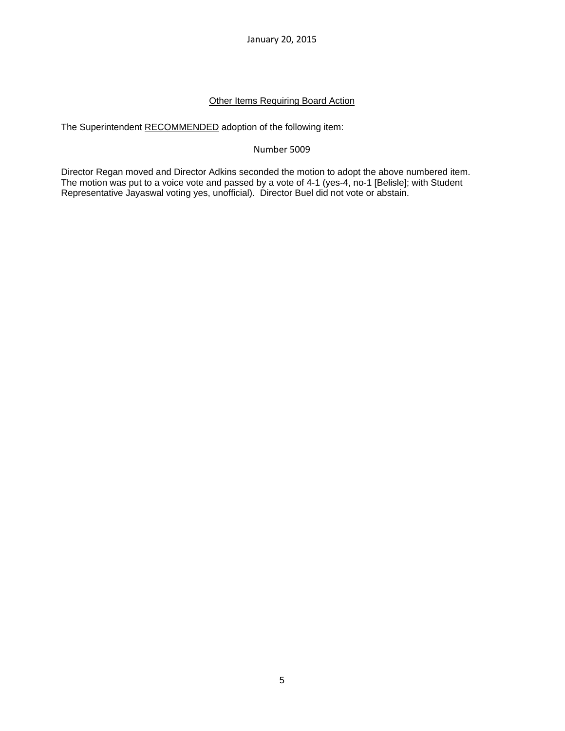## Other Items Requiring Board Action

The Superintendent RECOMMENDED adoption of the following item:

Number 5009

Director Regan moved and Director Adkins seconded the motion to adopt the above numbered item. The motion was put to a voice vote and passed by a vote of 4-1 (yes-4, no-1 [Belisle]; with Student Representative Jayaswal voting yes, unofficial). Director Buel did not vote or abstain.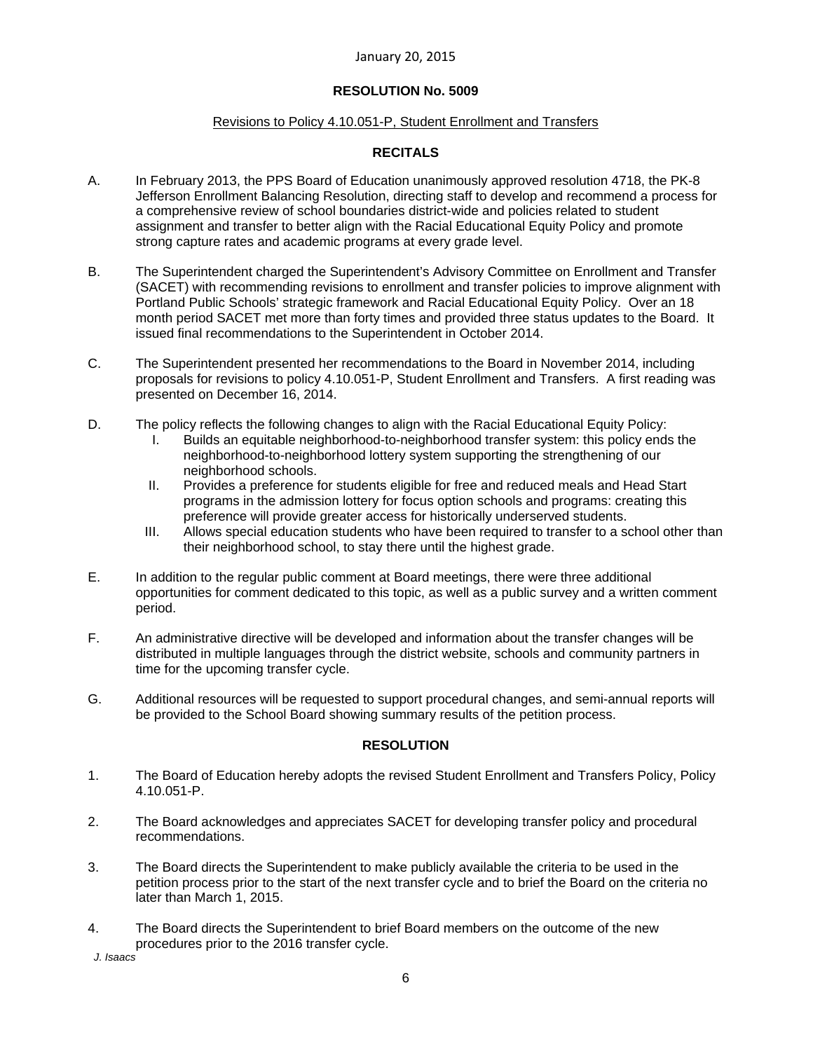January 20, 2015

**RESOLUTION No. 5009**

Revisions to Policy 4.10.051-P, Student Enrollment and Transfers

**RECITALS**

A. In February 2013, the PPS Board of Education unanimously approved resolution 4718, the PK-8 Jefferson Enrollment Balancing Resolution, directing staff to develop and recommend a process for a comprehensive review of school boundaries district-wide and policies related to student assignment and transfer to better align with the Racial Educational Equity Policy and promote strong capture rates and academic programs at every grade level.

B. The Superintendent charged the Superintendent's Advisory Committee on Enrollment and Transfer (SACET) with recommending revisions to enrollment and transfer policies to improve alignment with Portland Public Schools' strategic framework and Racial Educational Equity Policy. Over an 18 month period SACET met more than forty times and provided three status updates to the Board. It issued final recommendations to the Superintendent in October 2014.

C. The Superintendent presented her recommendations to the Board in November 2014, including proposals for revisions to policy 4.10.051-P, Student Enrollment and Transfers. A first reading was presented on December 16, 2014.

D. The policy reflects the following changes to align with the Racial Educational Equity Policy:
   I. Builds an equitable neighborhood-to-neighborhood transfer system: this policy ends the neighborhood-to-neighborhood lottery system supporting the strengthening of our neighborhood schools.
   II. Provides a preference for students eligible for free and reduced meals and Head Start programs in the admission lottery for focus option schools and programs: creating this preference will provide greater access for historically underserved students.
   III. Allows special education students who have been required to transfer to a school other than their neighborhood school, to stay there until the highest grade.

E. In addition to the regular public comment at Board meetings, there were three additional opportunities for comment dedicated to this topic, as well as a public survey and a written comment period.

F. An administrative directive will be developed and information about the transfer changes will be distributed in multiple languages through the district website, schools and community partners in time for the upcoming transfer cycle.

G. Additional resources will be requested to support procedural changes, and semi-annual reports will be provided to the School Board showing summary results of the petition process.

**RESOLUTION**

1. The Board of Education hereby adopts the revised Student Enrollment and Transfers Policy, Policy 4.10.051-P.

2. The Board acknowledges and appreciates SACET for developing transfer policy and procedural recommendations.

3. The Board directs the Superintendent to make publicly available the criteria to be used in the petition process prior to the start of the next transfer cycle and to brief the Board on the criteria no later than March 1, 2015.

4. The Board directs the Superintendent to brief Board members on the outcome of the new procedures prior to the 2016 transfer cycle.

*J. Isaacs*